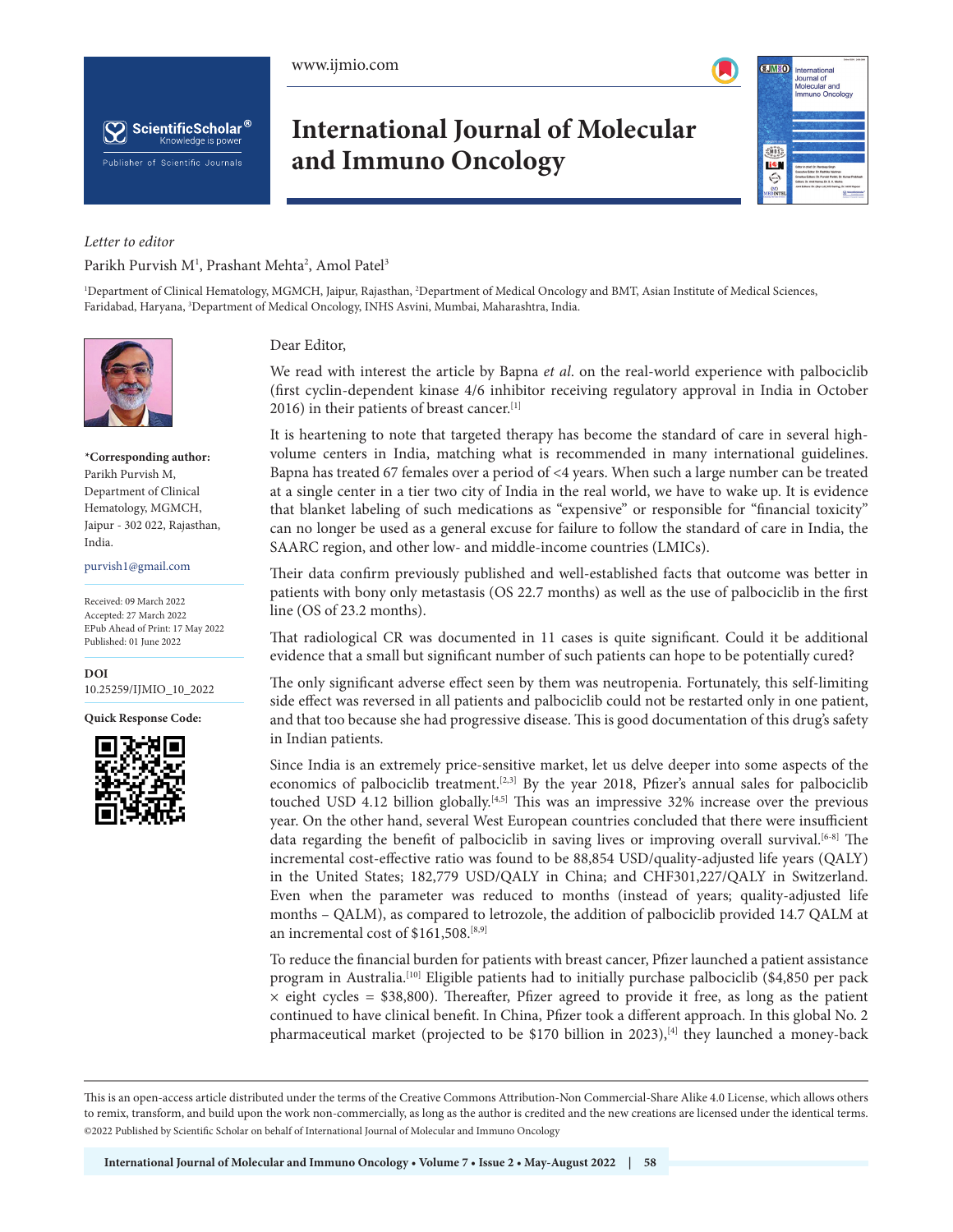www.ijmio.com

# International Journal of Molecular and Immuno Oncology

*Letter to editor*

Parikh Purvish M[1], Prashant Mehta[2], Amol Patel[3]

[1]Department of Clinical Hematology, MGMCH, Jaipur, Rajasthan, [2]Department of Medical Oncology and BMT, Asian Institute of Medical Sciences, Faridabad, Haryana, [3]Department of Medical Oncology, INHS Asvini, Mumbai, Maharashtra, India.

**\*Corresponding author:**
Parikh Purvish M,
Department of Clinical Hematology, MGMCH,
Jaipur - 302 022, Rajasthan, India.

purvish1@gmail.com

Received: 09 March 2022
Accepted: 27 March 2022
EPub Ahead of Print: 17 May 2022
Published: 01 June 2022

**DOI**
10.25259/IJMIO_10_2022

**Quick Response Code:**

Dear Editor,

We read with interest the article by Bapna *et al*. on the real-world experience with palbociclib (first cyclin-dependent kinase 4/6 inhibitor receiving regulatory approval in India in October 2016) in their patients of breast cancer.[1]

It is heartening to note that targeted therapy has become the standard of care in several high-volume centers in India, matching what is recommended in many international guidelines. Bapna has treated 67 females over a period of <4 years. When such a large number can be treated at a single center in a tier two city of India in the real world, we have to wake up. It is evidence that blanket labeling of such medications as "expensive" or responsible for "financial toxicity" can no longer be used as a general excuse for failure to follow the standard of care in India, the SAARC region, and other low- and middle-income countries (LMICs).

Their data confirm previously published and well-established facts that outcome was better in patients with bony only metastasis (OS 22.7 months) as well as the use of palbociclib in the first line (OS of 23.2 months).

That radiological CR was documented in 11 cases is quite significant. Could it be additional evidence that a small but significant number of such patients can hope to be potentially cured?

The only significant adverse effect seen by them was neutropenia. Fortunately, this self-limiting side effect was reversed in all patients and palbociclib could not be restarted only in one patient, and that too because she had progressive disease. This is good documentation of this drug's safety in Indian patients.

Since India is an extremely price-sensitive market, let us delve deeper into some aspects of the economics of palbociclib treatment.[2,3] By the year 2018, Pfizer's annual sales for palbociclib touched USD 4.12 billion globally.[4,5] This was an impressive 32% increase over the previous year. On the other hand, several West European countries concluded that there were insufficient data regarding the benefit of palbociclib in saving lives or improving overall survival.[6-8] The incremental cost-effective ratio was found to be 88,854 USD/quality-adjusted life years (QALY) in the United States; 182,779 USD/QALY in China; and CHF301,227/QALY in Switzerland. Even when the parameter was reduced to months (instead of years; quality-adjusted life months – QALM), as compared to letrozole, the addition of palbociclib provided 14.7 QALM at an incremental cost of $161,508.[8,9]

To reduce the financial burden for patients with breast cancer, Pfizer launched a patient assistance program in Australia.[10] Eligible patients had to initially purchase palbociclib ($4,850 per pack × eight cycles = $38,800). Thereafter, Pfizer agreed to provide it free, as long as the patient continued to have clinical benefit. In China, Pfizer took a different approach. In this global No. 2 pharmaceutical market (projected to be $170 billion in 2023),[4] they launched a money-back

This is an open-access article distributed under the terms of the Creative Commons Attribution-Non Commercial-Share Alike 4.0 License, which allows others to remix, transform, and build upon the work non-commercially, as long as the author is credited and the new creations are licensed under the identical terms.
©2022 Published by Scientific Scholar on behalf of International Journal of Molecular and Immuno Oncology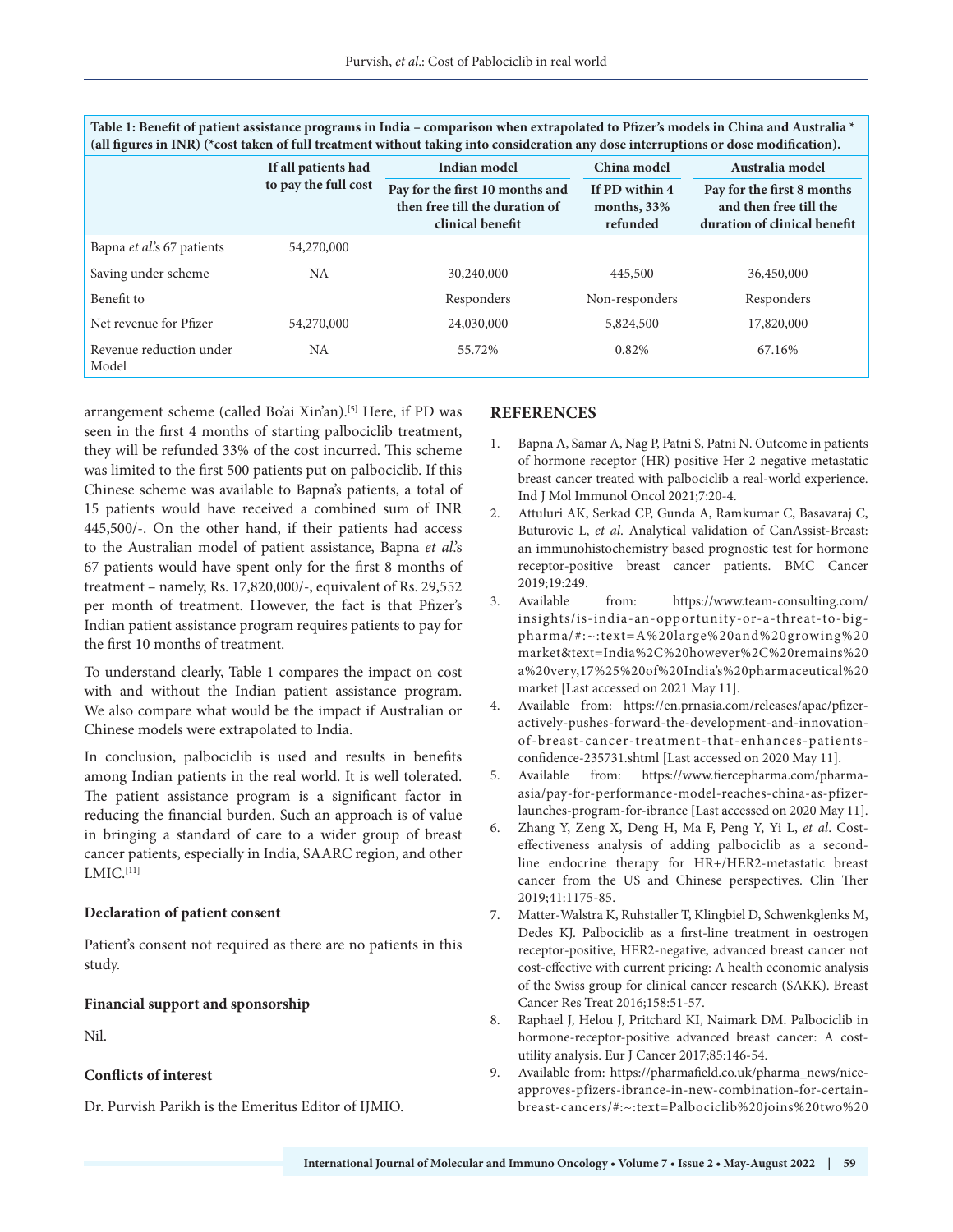**Table 1: Benefit of patient assistance programs in India – comparison when extrapolated to Pfizer's models in China and Australia * (all figures in INR) (*cost taken of full treatment without taking into consideration any dose interruptions or dose modification).**

| | If all patients had to pay the full cost | Indian model | China model | Australia model |
|---|---|---|---|---|
| | | Pay for the first 10 months and then free till the duration of clinical benefit | If PD within 4 months, 33% refunded | Pay for the first 8 months and then free till the duration of clinical benefit |
| Bapna *et al*.'s 67 patients | 54,270,000 | | | |
| Saving under scheme | NA | 30,240,000 | 445,500 | 36,450,000 |
| Benefit to | | Responders | Non-responders | Responders |
| Net revenue for Pfizer | 54,270,000 | 24,030,000 | 5,824,500 | 17,820,000 |
| Revenue reduction under Model | NA | 55.72% | 0.82% | 67.16% |

arrangement scheme (called Bo'ai Xin'an).[5] Here, if PD was seen in the first 4 months of starting palbociclib treatment, they will be refunded 33% of the cost incurred. This scheme was limited to the first 500 patients put on palbociclib. If this Chinese scheme was available to Bapna's patients, a total of 15 patients would have received a combined sum of INR 445,500/-. On the other hand, if their patients had access to the Australian model of patient assistance, Bapna *et al*.'s 67 patients would have spent only for the first 8 months of treatment – namely, Rs. 17,820,000/-, equivalent of Rs. 29,552 per month of treatment. However, the fact is that Pfizer's Indian patient assistance program requires patients to pay for the first 10 months of treatment.

To understand clearly, Table 1 compares the impact on cost with and without the Indian patient assistance program. We also compare what would be the impact if Australian or Chinese models were extrapolated to India.

In conclusion, palbociclib is used and results in benefits among Indian patients in the real world. It is well tolerated. The patient assistance program is a significant factor in reducing the financial burden. Such an approach is of value in bringing a standard of care to a wider group of breast cancer patients, especially in India, SAARC region, and other LMIC.[11]

### Declaration of patient consent

Patient's consent not required as there are no patients in this study.

### Financial support and sponsorship

Nil.

### Conflicts of interest

Dr. Purvish Parikh is the Emeritus Editor of IJMIO.

## REFERENCES

1. Bapna A, Samar A, Nag P, Patni S, Patni N. Outcome in patients of hormone receptor (HR) positive Her 2 negative metastatic breast cancer treated with palbociclib a real-world experience. Ind J Mol Immunol Oncol 2021;7:20-4.
2. Attuluri AK, Serkad CP, Gunda A, Ramkumar C, Basavaraj C, Buturovic L, *et al*. Analytical validation of CanAssist-Breast: an immunohistochemistry based prognostic test for hormone receptor-positive breast cancer patients. BMC Cancer 2019;19:249.
3. Available from: https://www.team-consulting.com/insights/is-india-an-opportunity-or-a-threat-to-big-pharma/#:~:text=A%20large%20and%20growing%20market&text=India%2C%20however%2C%20remains%20a%20very,17%25%20of%20India's%20pharmaceutical%20market [Last accessed on 2021 May 11].
4. Available from: https://en.prnasia.com/releases/apac/pfizer-actively-pushes-forward-the-development-and-innovation-of-breast-cancer-treatment-that-enhances-patients-confidence-235731.shtml [Last accessed on 2020 May 11].
5. Available from: https://www.fiercepharma.com/pharma-asia/pay-for-performance-model-reaches-china-as-pfizer-launches-program-for-ibrance [Last accessed on 2020 May 11].
6. Zhang Y, Zeng X, Deng H, Ma F, Peng Y, Yi L, *et al*. Cost-effectiveness analysis of adding palbociclib as a second-line endocrine therapy for HR+/HER2-metastatic breast cancer from the US and Chinese perspectives. Clin Ther 2019;41:1175-85.
7. Matter-Walstra K, Ruhstaller T, Klingbiel D, Schwenkglenks M, Dedes KJ. Palbociclib as a first-line treatment in oestrogen receptor-positive, HER2-negative, advanced breast cancer not cost-effective with current pricing: A health economic analysis of the Swiss group for clinical cancer research (SAKK). Breast Cancer Res Treat 2016;158:51-57.
8. Raphael J, Helou J, Pritchard KI, Naimark DM. Palbociclib in hormone-receptor-positive advanced breast cancer: A cost-utility analysis. Eur J Cancer 2017;85:146-54.
9. Available from: https://pharmafield.co.uk/pharma_news/nice-approves-pfizers-ibrance-in-new-combination-for-certain-breast-cancers/#:~:text=Palbociclib%20joins%20two%20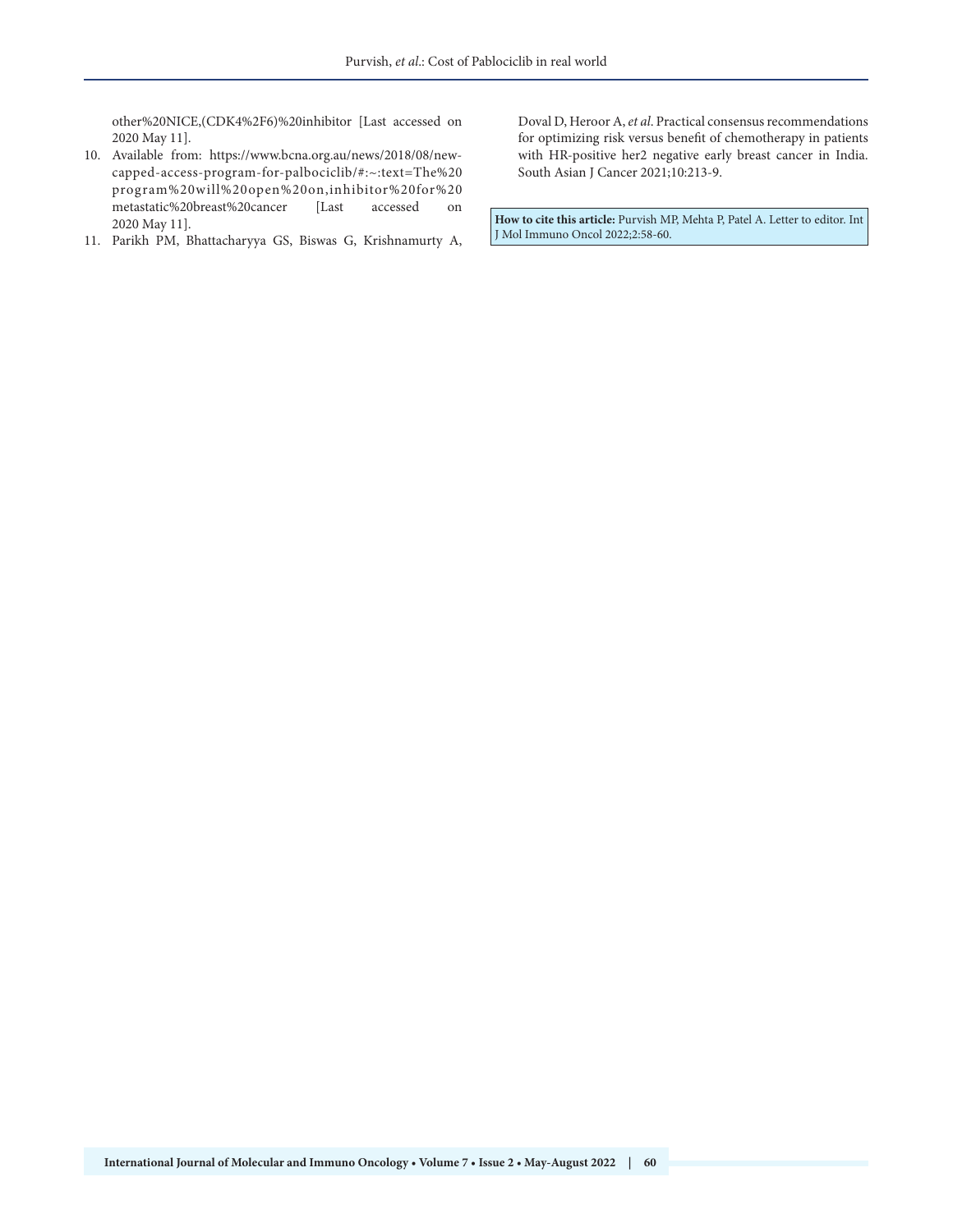other%20NICE,(CDK4%2F6)%20inhibitor [Last accessed on 2020 May 11].

10. Available from: https://www.bcna.org.au/news/2018/08/new-capped-access-program-for-palbociclib/#:~:text=The%20program%20will%20open%20on,inhibitor%20for%20metastatic%20breast%20cancer [Last accessed on 2020 May 11].
11. Parikh PM, Bhattacharyya GS, Biswas G, Krishnamurty A, Doval D, Heroor A, *et al*. Practical consensus recommendations for optimizing risk versus benefit of chemotherapy in patients with HR-positive her2 negative early breast cancer in India. South Asian J Cancer 2021;10:213-9.

**How to cite this article:** Purvish MP, Mehta P, Patel A. Letter to editor. Int J Mol Immuno Oncol 2022;2:58-60.